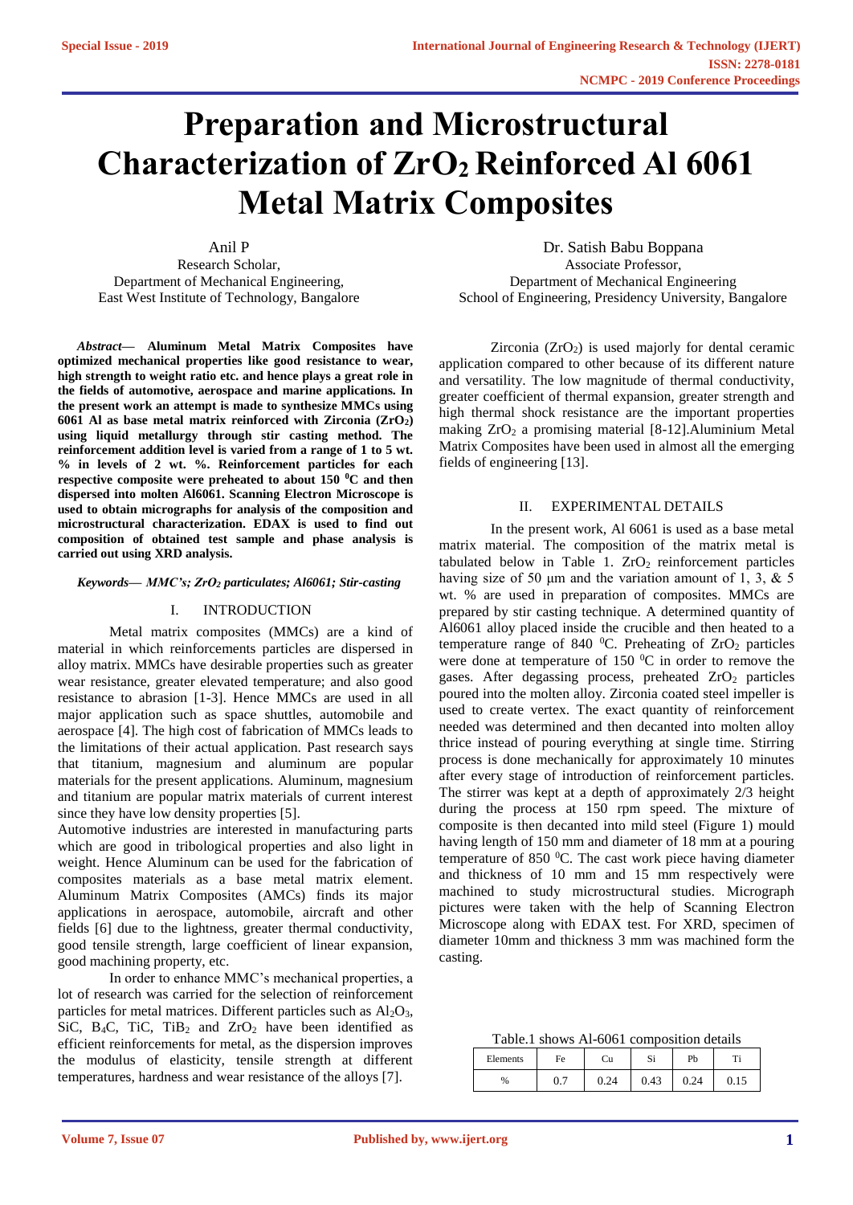# Preparation and Microstructural Characterization of $ZrO_2$ Reinforced Al 6061 Metal Matrix Composites

Anil P
Research Scholar,
Department of Mechanical Engineering,
East West Institute of Technology, Bangalore

Dr. Satish Babu Boppana
Associate Professor,
Department of Mechanical Engineering
School of Engineering, Presidency University, Bangalore

***Abstract*— Aluminum Metal Matrix Composites have optimized mechanical properties like good resistance to wear, high strength to weight ratio etc. and hence plays a great role in the fields of automotive, aerospace and marine applications. In the present work an attempt is made to synthesize MMCs using 6061 Al as base metal matrix reinforced with Zirconia ($ZrO_2$) using liquid metallurgy through stir casting method. The reinforcement addition level is varied from a range of 1 to 5 wt. % in levels of 2 wt. %. Reinforcement particles for each respective composite were preheated to about 150 $^0$C and then dispersed into molten Al6061. Scanning Electron Microscope is used to obtain micrographs for analysis of the composition and microstructural characterization. EDAX is used to find out composition of obtained test sample and phase analysis is carried out using XRD analysis.**

***Keywords— MMC's; $ZrO_2$ particulates; Al6061; Stir-casting***

## I. INTRODUCTION

Metal matrix composites (MMCs) are a kind of material in which reinforcements particles are dispersed in alloy matrix. MMCs have desirable properties such as greater wear resistance, greater elevated temperature; and also good resistance to abrasion [1-3]. Hence MMCs are used in all major application such as space shuttles, automobile and aerospace [4]. The high cost of fabrication of MMCs leads to the limitations of their actual application. Past research says that titanium, magnesium and aluminum are popular materials for the present applications. Aluminum, magnesium and titanium are popular matrix materials of current interest since they have low density properties [5].

Automotive industries are interested in manufacturing parts which are good in tribological properties and also light in weight. Hence Aluminum can be used for the fabrication of composites materials as a base metal matrix element. Aluminum Matrix Composites (AMCs) finds its major applications in aerospace, automobile, aircraft and other fields [6] due to the lightness, greater thermal conductivity, good tensile strength, large coefficient of linear expansion, good machining property, etc.

In order to enhance MMC's mechanical properties, a lot of research was carried for the selection of reinforcement particles for metal matrices. Different particles such as $Al_2O_3$, SiC, $B_4C$, TiC, $TiB_2$ and $ZrO_2$ have been identified as efficient reinforcements for metal, as the dispersion improves the modulus of elasticity, tensile strength at different temperatures, hardness and wear resistance of the alloys [7].

Zirconia ($ZrO_2$) is used majorly for dental ceramic application compared to other because of its different nature and versatility. The low magnitude of thermal conductivity, greater coefficient of thermal expansion, greater strength and high thermal shock resistance are the important properties making $ZrO_2$ a promising material [8-12].Aluminium Metal Matrix Composites have been used in almost all the emerging fields of engineering [13].

## II. EXPERIMENTAL DETAILS

In the present work, Al 6061 is used as a base metal matrix material. The composition of the matrix metal is tabulated below in Table 1. $ZrO_2$ reinforcement particles having size of 50 μm and the variation amount of 1, 3, & 5 wt. % are used in preparation of composites. MMCs are prepared by stir casting technique. A determined quantity of Al6061 alloy placed inside the crucible and then heated to a temperature range of 840 $^0$C. Preheating of $ZrO_2$ particles were done at temperature of 150 $^0$C in order to remove the gases. After degassing process, preheated $ZrO_2$ particles poured into the molten alloy. Zirconia coated steel impeller is used to create vertex. The exact quantity of reinforcement needed was determined and then decanted into molten alloy thrice instead of pouring everything at single time. Stirring process is done mechanically for approximately 10 minutes after every stage of introduction of reinforcement particles. The stirrer was kept at a depth of approximately 2/3 height during the process at 150 rpm speed. The mixture of composite is then decanted into mild steel (Figure 1) mould having length of 150 mm and diameter of 18 mm at a pouring temperature of 850 $^0$C. The cast work piece having diameter and thickness of 10 mm and 15 mm respectively were machined to study microstructural studies. Micrograph pictures were taken with the help of Scanning Electron Microscope along with EDAX test. For XRD, specimen of diameter 10mm and thickness 3 mm was machined form the casting.

Table.1 shows Al-6061 composition details

| Elements | Fe | Cu | Si | Pb | Ti |
|---|---|---|---|---|---|
| % | 0.7 | 0.24 | 0.43 | 0.24 | 0.15 |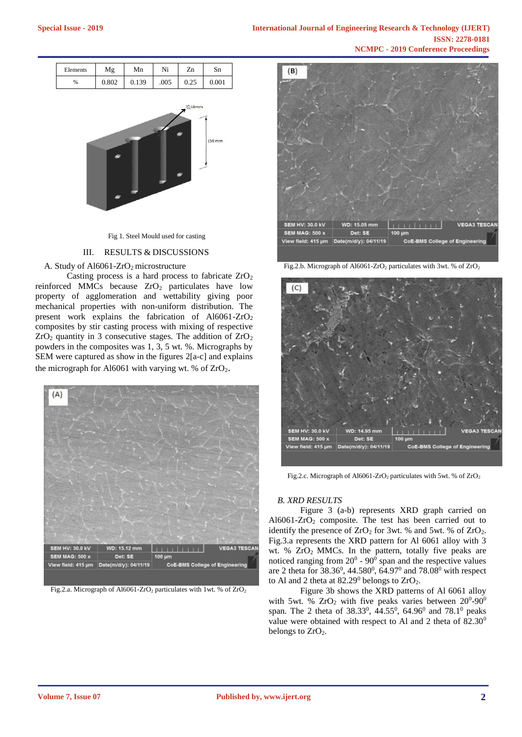| Elements | Mg | Mn | Ni | Zn | Sn |
|---|---|---|---|---|---|
| % | 0.802 | 0.139 | .005 | 0.25 | 0.001 |

Fig 1. Steel Mould used for casting

## III. RESULTS & DISCUSSIONS

### A. Study of Al6061-$ZrO_2$ microstructure

Casting process is a hard process to fabricate $ZrO_2$ reinforced MMCs because $ZrO_2$ particulates have low property of agglomeration and wettability giving poor mechanical properties with non-uniform distribution. The present work explains the fabrication of Al6061-$ZrO_2$ composites by stir casting process with mixing of respective $ZrO_2$ quantity in 3 consecutive stages. The addition of $ZrO_2$ powders in the composites was 1, 3, 5 wt. %. Micrographs by SEM were captured as show in the figures 2[a-c] and explains the micrograph for Al6061 with varying wt. % of $ZrO_2$.

Fig.2.a. Micrograph of Al6061-$ZrO_2$ particulates with 1wt. % of $ZrO_2$

Fig.2.b. Micrograph of Al6061-$ZrO_2$ particulates with 3wt. % of $ZrO_2$

Fig.2.c. Micrograph of Al6061-$ZrO_2$ particulates with 5wt. % of $ZrO_2$

### *B. XRD RESULTS*

Figure 3 (a-b) represents XRD graph carried on Al6061-$ZrO_2$ composite. The test has been carried out to identify the presence of $ZrO_2$ for 3wt. % and 5wt. % of $ZrO_2$. Fig.3.a represents the XRD pattern for Al 6061 alloy with 3 wt. % $ZrO_2$ MMCs. In the pattern, totally five peaks are noticed ranging from $20^0$ - $90^0$ span and the respective values are 2 theta for $38.36^0$, $44.580^0$, $64.97^0$ and $78.08^0$ with respect to Al and 2 theta at $82.29^0$ belongs to $ZrO_2$.

Figure 3b shows the XRD patterns of Al 6061 alloy with 5wt. % $ZrO_2$ with five peaks varies between $20^0$-$90^0$ span. The 2 theta of $38.33^0$, $44.55^0$, $64.96^0$ and $78.1^0$ peaks value were obtained with respect to Al and 2 theta of $82.30^0$ belongs to $ZrO_2$.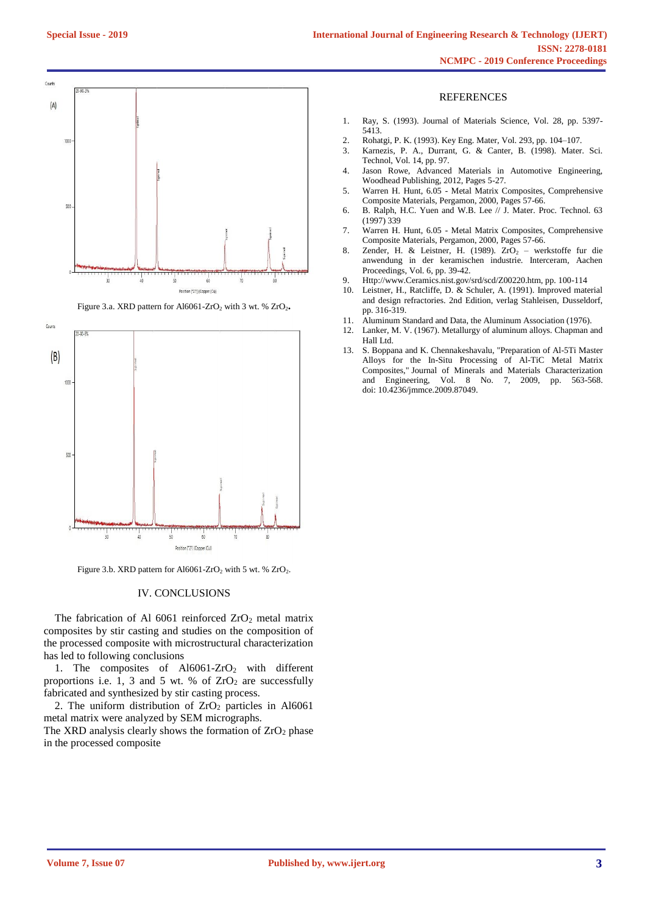Counts

(A)

20-96-3%

Spinel

Spinel

Spinel

Spinel

Spinel

1000

500

0

30 40 50 60 70 80

Position [°2θ] (Copper (Cu))

Figure 3.a. XRD pattern for Al6061-$ZrO_2$ with 3 wt. % $ZrO_2$.

Counts

(B)

20-90-5%

Spinel

Spinel

Spinel

Spinel

Spinel

1000

500

0

30 40 50 60 70 80

Position [°2θ] (Copper (Cu))

Figure 3.b. XRD pattern for Al6061-$ZrO_2$ with 5 wt. % $ZrO_2$.

## IV. CONCLUSIONS

The fabrication of Al 6061 reinforced $ZrO_2$ metal matrix composites by stir casting and studies on the composition of the processed composite with microstructural characterization has led to following conclusions

1. The composites of Al6061-$ZrO_2$ with different proportions i.e. 1, 3 and 5 wt. % of $ZrO_2$ are successfully fabricated and synthesized by stir casting process.

2. The uniform distribution of $ZrO_2$ particles in Al6061 metal matrix were analyzed by SEM micrographs.

The XRD analysis clearly shows the formation of $ZrO_2$ phase in the processed composite

## REFERENCES

1. Ray, S. (1993). Journal of Materials Science, Vol. 28, pp. 5397-5413.
2. Rohatgi, P. K. (1993). Key Eng. Mater, Vol. 293, pp. 104–107.
3. Karnezis, P. A., Durrant, G. & Canter, B. (1998). Mater. Sci. Technol, Vol. 14, pp. 97.
4. Jason Rowe, Advanced Materials in Automotive Engineering, Woodhead Publishing, 2012, Pages 5-27.
5. Warren H. Hunt, 6.05 - Metal Matrix Composites, Comprehensive Composite Materials, Pergamon, 2000, Pages 57-66.
6. B. Ralph, H.C. Yuen and W.B. Lee // J. Mater. Proc. Technol. 63 (1997) 339
7. Warren H. Hunt, 6.05 - Metal Matrix Composites, Comprehensive Composite Materials, Pergamon, 2000, Pages 57-66.
8. Zender, H. & Leistner, H. (1989). $ZrO_2$ – werkstoffe fur die anwendung in der keramischen industrie. Interceram, Aachen Proceedings, Vol. 6, pp. 39-42.
9. Http://www.Ceramics.nist.gov/srd/scd/Z00220.htm, pp. 100-114
10. Leistner, H., Ratcliffe, D. & Schuler, A. (1991). Improved material and design refractories. 2nd Edition, verlag Stahleisen, Dusseldorf, pp. 316-319.
11. Aluminum Standard and Data, the Aluminum Association (1976).
12. Lanker, M. V. (1967). Metallurgy of aluminum alloys. Chapman and Hall Ltd.
13. S. Boppana and K. Chennakeshavalu, "Preparation of Al-5Ti Master Alloys for the In-Situ Processing of Al-TiC Metal Matrix Composites," Journal of Minerals and Materials Characterization and Engineering, Vol. 8 No. 7, 2009, pp. 563-568. doi: 10.4236/jmmce.2009.87049.